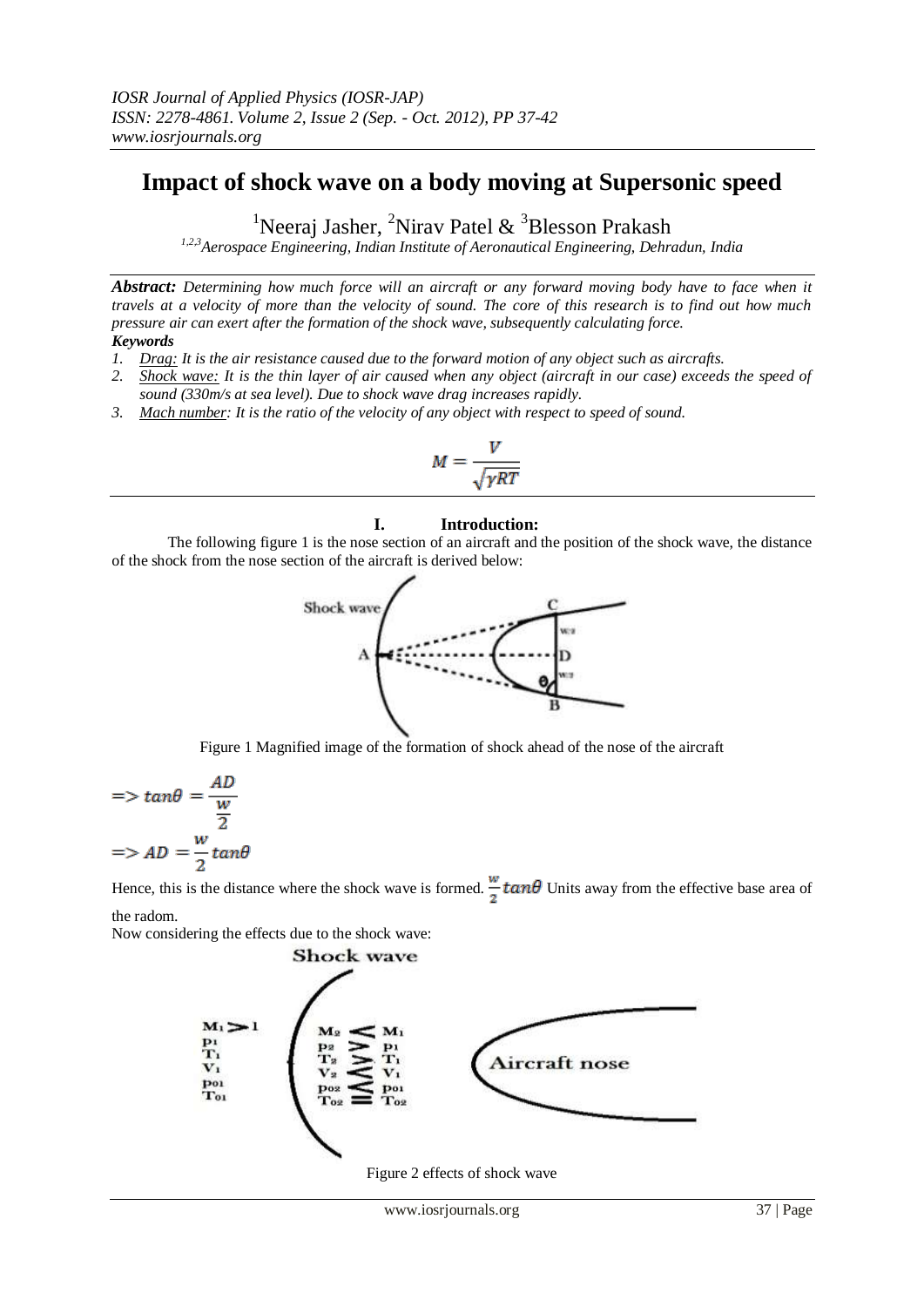# Impact of shock wave on a body moving at Supersonic speed

[1]Neeraj Jasher, [2]Nirav Patel & [3]Blesson Prakash

[1,2,3]*Aerospace Engineering, Indian Institute of Aeronautical Engineering, Dehradun, India*

***Abstract:*** *Determining how much force will an aircraft or any forward moving body have to face when it travels at a velocity of more than the velocity of sound. The core of this research is to find out how much pressure air can exert after the formation of the shock wave, subsequently calculating force.*

***Keywords***

1. *Drag: It is the air resistance caused due to the forward motion of any object such as aircrafts.*
2. *Shock wave: It is the thin layer of air caused when any object (aircraft in our case) exceeds the speed of sound (330m/s at sea level). Due to shock wave drag increases rapidly.*
3. *Mach number: It is the ratio of the velocity of any object with respect to speed of sound.*

$$M = \frac{V}{\sqrt{\gamma RT}}$$

## I. Introduction:

The following figure 1 is the nose section of an aircraft and the position of the shock wave, the distance of the shock from the nose section of the aircraft is derived below:

Figure 1 Magnified image of the formation of shock ahead of the nose of the aircraft

$$=> tan\theta = \frac{AD}{\frac{w}{2}}$$

$$=> AD = \frac{w}{2} tan\theta$$

Hence, this is the distance where the shock wave is formed. $\frac{w}{2} tan\theta$ Units away from the effective base area of the radom.

Now considering the effects due to the shock wave:

Figure 2 effects of shock wave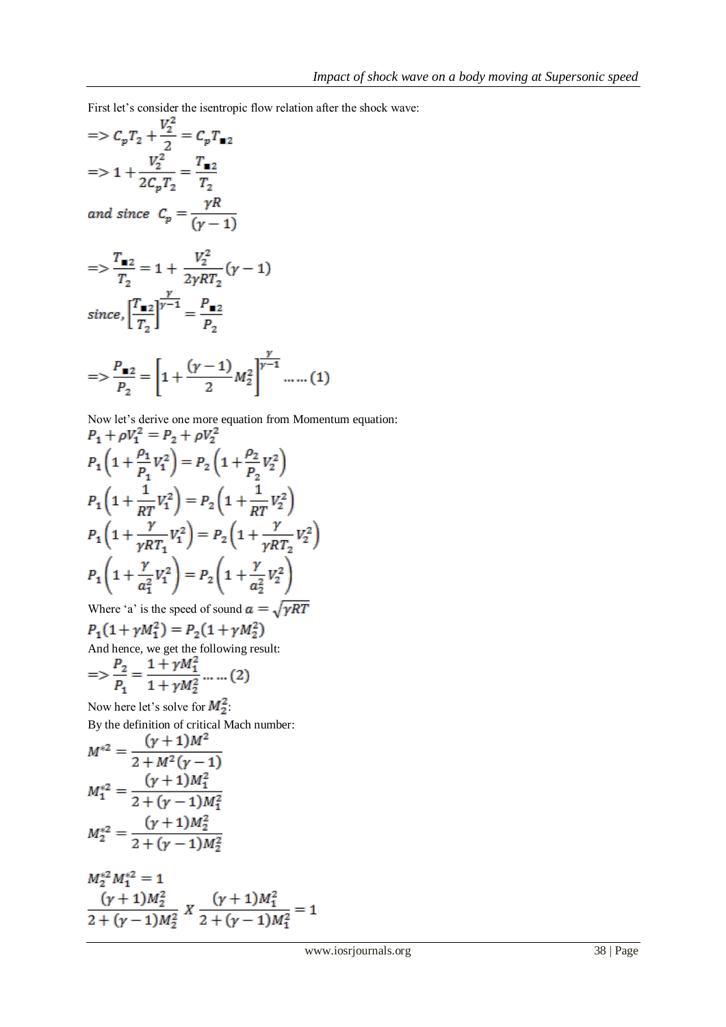First let's consider the isentropic flow relation after the shock wave:

$$=> C_pT_2 + \frac{V_2^2}{2} = C_pT_{\blacksquare 2}$$

$$=> 1 + \frac{V_2^2}{2C_pT_2} = \frac{T_{\blacksquare 2}}{T_2}$$

$$and\ since\ \ C_p = \frac{\gamma R}{(\gamma - 1)}$$

$$=> \frac{T_{\blacksquare 2}}{T_2} = 1 + \frac{V_2^2}{2\gamma RT_2}(\gamma - 1)$$

$$since, \left[\frac{T_{\blacksquare 2}}{T_2}\right]^{\frac{\gamma}{\gamma-1}} = \frac{P_{\blacksquare 2}}{P_2}$$

$$=> \frac{P_{\blacksquare 2}}{P_2} = \left[1 + \frac{(\gamma - 1)}{2}M_2^2\right]^{\frac{\gamma}{\gamma-1}} \ldots\ldots(1)$$

Now let's derive one more equation from Momentum equation:

$$P_1 + \rho V_1^2 = P_2 + \rho V_2^2$$

$$P_1\left(1 + \frac{\rho_1}{P_1}V_1^2\right) = P_2\left(1 + \frac{\rho_2}{P_2}V_2^2\right)$$

$$P_1\left(1 + \frac{1}{RT}V_1^2\right) = P_2\left(1 + \frac{1}{RT}V_2^2\right)$$

$$P_1\left(1 + \frac{\gamma}{\gamma RT_1}V_1^2\right) = P_2\left(1 + \frac{\gamma}{\gamma RT_2}V_2^2\right)$$

$$P_1\left(1 + \frac{\gamma}{a_1^2}V_1^2\right) = P_2\left(1 + \frac{\gamma}{a_2^2}V_2^2\right)$$

Where 'a' is the speed of sound $a = \sqrt{\gamma RT}$

$$P_1(1 + \gamma M_1^2) = P_2(1 + \gamma M_2^2)$$

And hence, we get the following result:

$$=> \frac{P_2}{P_1} = \frac{1 + \gamma M_1^2}{1 + \gamma M_2^2} \ldots\ldots(2)$$

Now here let's solve for $M_2^2$:

By the definition of critical Mach number:

$$M^{*2} = \frac{(\gamma + 1)M^2}{2 + M^2(\gamma - 1)}$$

$$M_1^{*2} = \frac{(\gamma + 1)M_1^2}{2 + (\gamma - 1)M_1^2}$$

$$M_2^{*2} = \frac{(\gamma + 1)M_2^2}{2 + (\gamma - 1)M_2^2}$$

$$M_2^{*2}M_1^{*2} = 1$$

$$\frac{(\gamma + 1)M_2^2}{2 + (\gamma - 1)M_2^2}\ X\ \frac{(\gamma + 1)M_1^2}{2 + (\gamma - 1)M_1^2} = 1$$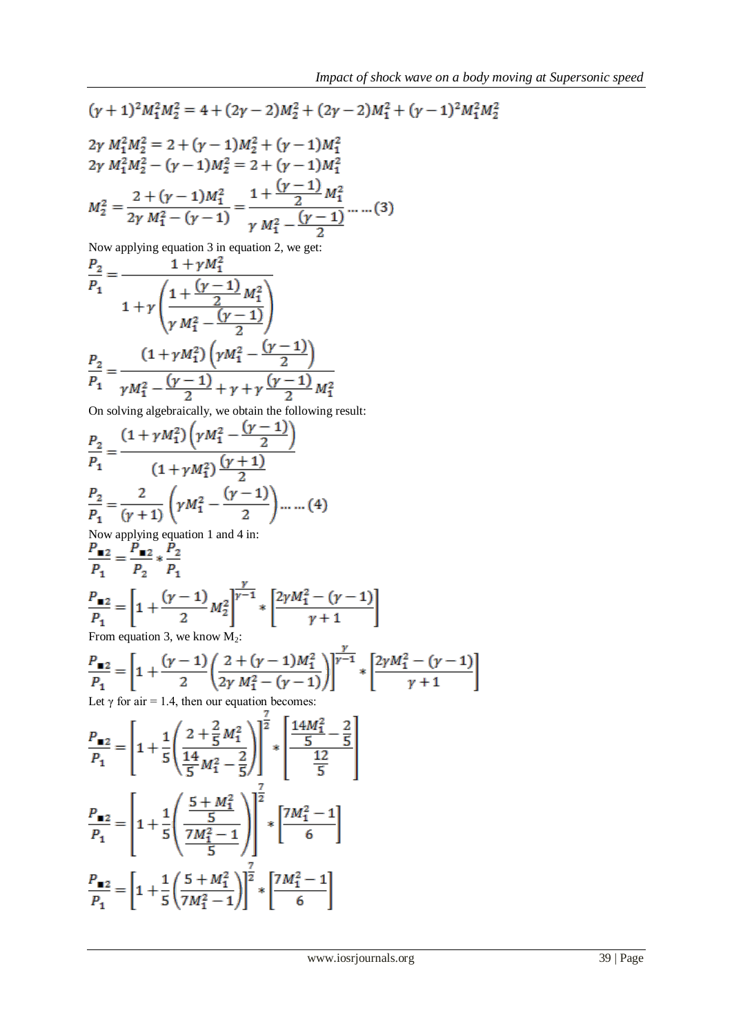$$(\gamma+1)^2 M_1^2 M_2^2 = 4 + (2\gamma - 2)M_2^2 + (2\gamma - 2)M_1^2 + (\gamma - 1)^2 M_1^2 M_2^2$$

$$2\gamma\, M_1^2 M_2^2 = 2 + (\gamma - 1)M_2^2 + (\gamma - 1)M_1^2$$
$$2\gamma\, M_1^2 M_2^2 - (\gamma - 1)M_2^2 = 2 + (\gamma - 1)M_1^2$$

$$M_2^2 = \frac{2 + (\gamma - 1)M_1^2}{2\gamma\, M_1^2 - (\gamma - 1)} = \frac{1 + \frac{(\gamma - 1)}{2}M_1^2}{\gamma\, M_1^2 - \frac{(\gamma - 1)}{2}} \ldots\ldots (3)$$

Now applying equation 3 in equation 2, we get:

$$\frac{P_2}{P_1} = \frac{1 + \gamma M_1^2}{1 + \gamma\left(\frac{1 + \frac{(\gamma - 1)}{2}M_1^2}{\gamma\, M_1^2 - \frac{(\gamma - 1)}{2}}\right)}$$

$$\frac{P_2}{P_1} = \frac{(1 + \gamma M_1^2)\left(\gamma M_1^2 - \frac{(\gamma - 1)}{2}\right)}{\gamma M_1^2 - \frac{(\gamma - 1)}{2} + \gamma + \gamma \frac{(\gamma - 1)}{2} M_1^2}$$

On solving algebraically, we obtain the following result:

$$\frac{P_2}{P_1} = \frac{(1 + \gamma M_1^2)\left(\gamma M_1^2 - \frac{(\gamma - 1)}{2}\right)}{(1 + \gamma M_1^2)\frac{(\gamma + 1)}{2}}$$

$$\frac{P_2}{P_1} = \frac{2}{(\gamma + 1)}\left(\gamma M_1^2 - \frac{(\gamma - 1)}{2}\right) \ldots\ldots (4)$$

Now applying equation 1 and 4 in:

$$\frac{P_{\blacksquare 2}}{P_1} = \frac{P_{\blacksquare 2}}{P_2} * \frac{P_2}{P_1}$$

$$\frac{P_{\blacksquare 2}}{P_1} = \left[1 + \frac{(\gamma - 1)}{2} M_2^2\right]^{\frac{\gamma}{\gamma - 1}} * \left[\frac{2\gamma M_1^2 - (\gamma - 1)}{\gamma + 1}\right]$$

From equation 3, we know $M_2$:

$$\frac{P_{\blacksquare 2}}{P_1} = \left[1 + \frac{(\gamma - 1)}{2}\left(\frac{2 + (\gamma - 1)M_1^2}{2\gamma\, M_1^2 - (\gamma - 1)}\right)\right]^{\frac{\gamma}{\gamma - 1}} * \left[\frac{2\gamma M_1^2 - (\gamma - 1)}{\gamma + 1}\right]$$

Let $\gamma$ for air = 1.4, then our equation becomes:

$$\frac{P_{\blacksquare 2}}{P_1} = \left[1 + \frac{1}{5}\left(\frac{2 + \frac{2}{5}M_1^2}{\frac{14}{5}M_1^2 - \frac{2}{5}}\right)\right]^{\frac{7}{2}} * \left[\frac{\frac{14M_1^2}{5} - \frac{2}{5}}{\frac{12}{5}}\right]$$

$$\frac{P_{\blacksquare 2}}{P_1} = \left[1 + \frac{1}{5}\left(\frac{\frac{5 + M_1^2}{5}}{\frac{7M_1^2 - 1}{5}}\right)\right]^{\frac{7}{2}} * \left[\frac{7M_1^2 - 1}{6}\right]$$

$$\frac{P_{\blacksquare 2}}{P_1} = \left[1 + \frac{1}{5}\left(\frac{5 + M_1^2}{7M_1^2 - 1}\right)\right]^{\frac{7}{2}} * \left[\frac{7M_1^2 - 1}{6}\right]$$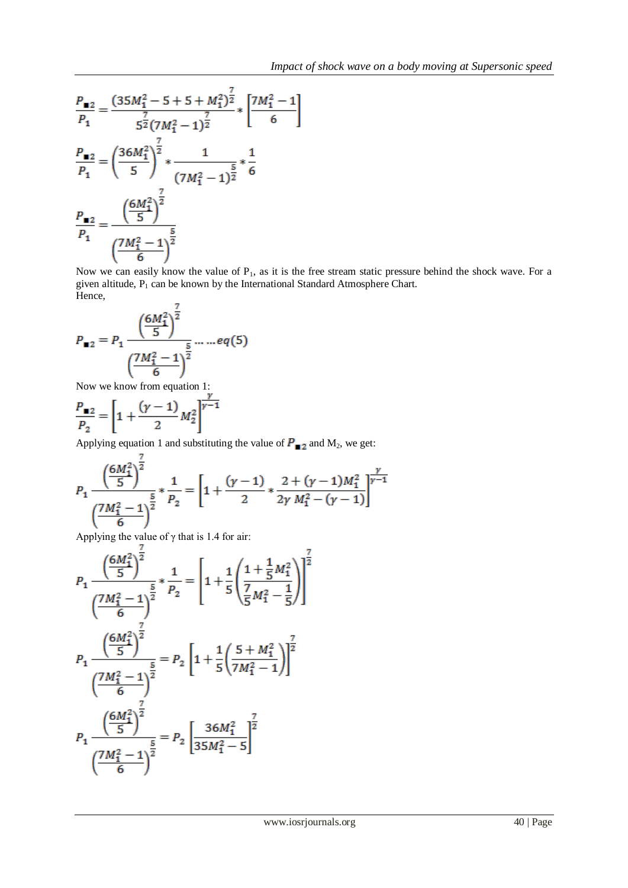$$\frac{P_{\blacksquare 2}}{P_1} = \frac{(35M_1^2 - 5 + 5 + M_1^2)^{\frac{7}{2}}}{5^{\frac{7}{2}}(7M_1^2 - 1)^{\frac{7}{2}}} * \left[\frac{7M_1^2 - 1}{6}\right]$$

$$\frac{P_{\blacksquare 2}}{P_1} = \left(\frac{36M_1^2}{5}\right)^{\frac{7}{2}} * \frac{1}{(7M_1^2 - 1)^{\frac{5}{2}}} * \frac{1}{6}$$

$$\frac{P_{\blacksquare 2}}{P_1} = \frac{\left(\frac{6M_1^2}{5}\right)^{\frac{7}{2}}}{\left(\frac{7M_1^2 - 1}{6}\right)^{\frac{5}{2}}}$$

Now we can easily know the value of $P_1$, as it is the free stream static pressure behind the shock wave. For a given altitude, $P_1$ can be known by the International Standard Atmosphere Chart.
Hence,

$$P_{\blacksquare 2} = P_1 \frac{\left(\frac{6M_1^2}{5}\right)^{\frac{7}{2}}}{\left(\frac{7M_1^2 - 1}{6}\right)^{\frac{5}{2}}} \ldots\ldots eq(5)$$

Now we know from equation 1:

$$\frac{P_{\blacksquare 2}}{P_2} = \left[1 + \frac{(\gamma - 1)}{2} M_2^2\right]^{\frac{\gamma}{\gamma - 1}}$$

Applying equation 1 and substituting the value of $P_{\blacksquare 2}$ and $M_2$, we get:

$$P_1 \frac{\left(\frac{6M_1^2}{5}\right)^{\frac{7}{2}}}{\left(\frac{7M_1^2 - 1}{6}\right)^{\frac{5}{2}}} * \frac{1}{P_2} = \left[1 + \frac{(\gamma - 1)}{2} * \frac{2 + (\gamma - 1)M_1^2}{2\gamma\, M_1^2 - (\gamma - 1)}\right]^{\frac{\gamma}{\gamma - 1}}$$

Applying the value of $\gamma$ that is 1.4 for air:

$$P_1 \frac{\left(\frac{6M_1^2}{5}\right)^{\frac{7}{2}}}{\left(\frac{7M_1^2 - 1}{6}\right)^{\frac{5}{2}}} * \frac{1}{P_2} = \left[1 + \frac{1}{5}\left(\frac{1 + \frac{1}{5}M_1^2}{\frac{7}{5}M_1^2 - \frac{1}{5}}\right)\right]^{\frac{7}{2}}$$

$$P_1 \frac{\left(\frac{6M_1^2}{5}\right)^{\frac{7}{2}}}{\left(\frac{7M_1^2 - 1}{6}\right)^{\frac{5}{2}}} = P_2 \left[1 + \frac{1}{5}\left(\frac{5 + M_1^2}{7M_1^2 - 1}\right)\right]^{\frac{7}{2}}$$

$$P_1 \frac{\left(\frac{6M_1^2}{5}\right)^{\frac{7}{2}}}{\left(\frac{7M_1^2 - 1}{6}\right)^{\frac{5}{2}}} = P_2 \left[\frac{36M_1^2}{35M_1^2 - 5}\right]^{\frac{7}{2}}$$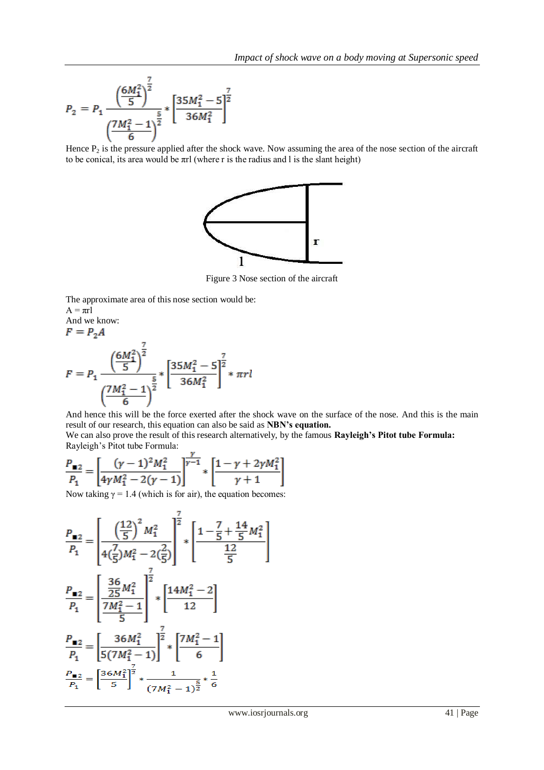$$P_2 = P_1 \frac{\left(\frac{6M_1^2}{5}\right)^{\frac{7}{2}}}{\left(\frac{7M_1^2-1}{6}\right)^{\frac{5}{2}}} * \left[\frac{35M_1^2-5}{36M_1^2}\right]^{\frac{7}{2}}$$

Hence $P_2$ is the pressure applied after the shock wave. Now assuming the area of the nose section of the aircraft to be conical, its area would be $\pi rl$ (where r is the radius and l is the slant height)

Figure 3 Nose section of the aircraft

The approximate area of this nose section would be:

$A = \pi rl$

And we know:

$$F = P_2 A$$

$$F = P_1 \frac{\left(\frac{6M_1^2}{5}\right)^{\frac{7}{2}}}{\left(\frac{7M_1^2-1}{6}\right)^{\frac{5}{2}}} * \left[\frac{35M_1^2-5}{36M_1^2}\right]^{\frac{7}{2}} * \pi rl$$

And hence this will be the force exerted after the shock wave on the surface of the nose. And this is the main result of our research, this equation can also be said as **NBN's equation.**

We can also prove the result of this research alternatively, by the famous **Rayleigh's Pitot tube Formula:**

Rayleigh's Pitot tube Formula:

$$\frac{P_{02}}{P_1} = \left[\frac{(\gamma-1)^2 M_1^2}{4\gamma M_1^2 - 2(\gamma-1)}\right]^{\frac{\gamma}{\gamma-1}} * \left[\frac{1-\gamma+2\gamma M_1^2}{\gamma+1}\right]$$

Now taking $\gamma = 1.4$ (which is for air), the equation becomes:

$$\frac{P_{02}}{P_1} = \left[\frac{\left(\frac{12}{5}\right)^2 M_1^2}{4\left(\frac{7}{5}\right)M_1^2 - 2\left(\frac{2}{5}\right)}\right]^{\frac{7}{2}} * \left[\frac{1-\frac{7}{5}+\frac{14}{5}M_1^2}{\frac{12}{5}}\right]$$

$$\frac{P_{02}}{P_1} = \left[\frac{\frac{36}{25}M_1^2}{\frac{7M_1^2-1}{5}}\right]^{\frac{7}{2}} * \left[\frac{14M_1^2-2}{12}\right]$$

$$\frac{P_{02}}{P_1} = \left[\frac{36M_1^2}{5(7M_1^2-1)}\right]^{\frac{7}{2}} * \left[\frac{7M_1^2-1}{6}\right]$$

$$\frac{P_{02}}{P_1} = \left[\frac{36M_1^2}{5}\right]^{\frac{7}{2}} * \frac{1}{(7M_1^2-1)^{\frac{5}{2}}} * \frac{1}{6}$$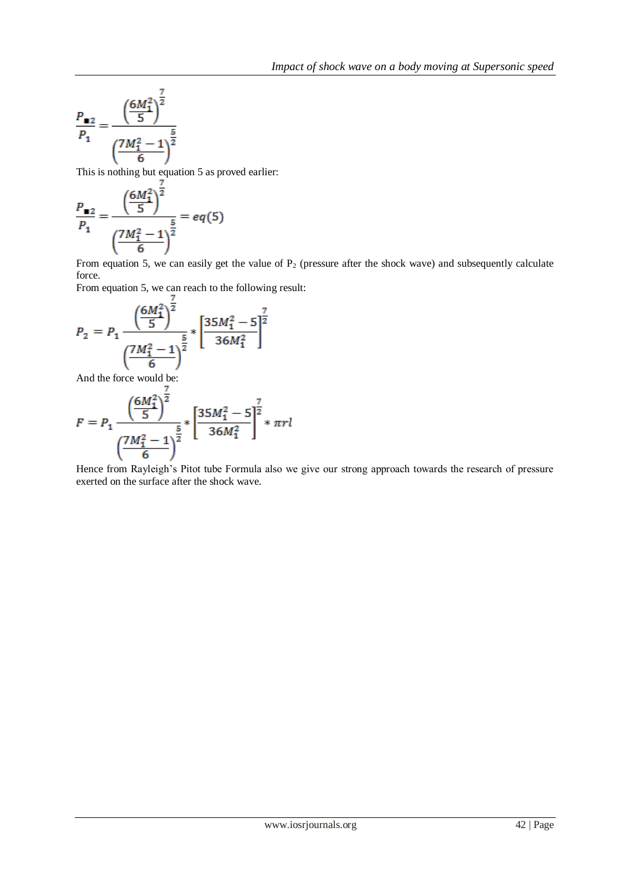$$\frac{P_{\blacksquare 2}}{P_1} = \frac{\left(\frac{6M_1^2}{5}\right)^{\frac{7}{2}}}{\left(\frac{7M_1^2 - 1}{6}\right)^{\frac{5}{2}}}$$

This is nothing but equation 5 as proved earlier:

$$\frac{P_{\blacksquare 2}}{P_1} = \frac{\left(\frac{6M_1^2}{5}\right)^{\frac{7}{2}}}{\left(\frac{7M_1^2 - 1}{6}\right)^{\frac{5}{2}}} = eq(5)$$

From equation 5, we can easily get the value of $P_2$ (pressure after the shock wave) and subsequently calculate force.

From equation 5, we can reach to the following result:

$$P_2 = P_1 \frac{\left(\frac{6M_1^2}{5}\right)^{\frac{7}{2}}}{\left(\frac{7M_1^2 - 1}{6}\right)^{\frac{5}{2}}} * \left[\frac{35M_1^2 - 5}{36M_1^2}\right]^{\frac{7}{2}}$$

And the force would be:

$$F = P_1 \frac{\left(\frac{6M_1^2}{5}\right)^{\frac{7}{2}}}{\left(\frac{7M_1^2 - 1}{6}\right)^{\frac{5}{2}}} * \left[\frac{35M_1^2 - 5}{36M_1^2}\right]^{\frac{7}{2}} * \pi r l$$

Hence from Rayleigh's Pitot tube Formula also we give our strong approach towards the research of pressure exerted on the surface after the shock wave.